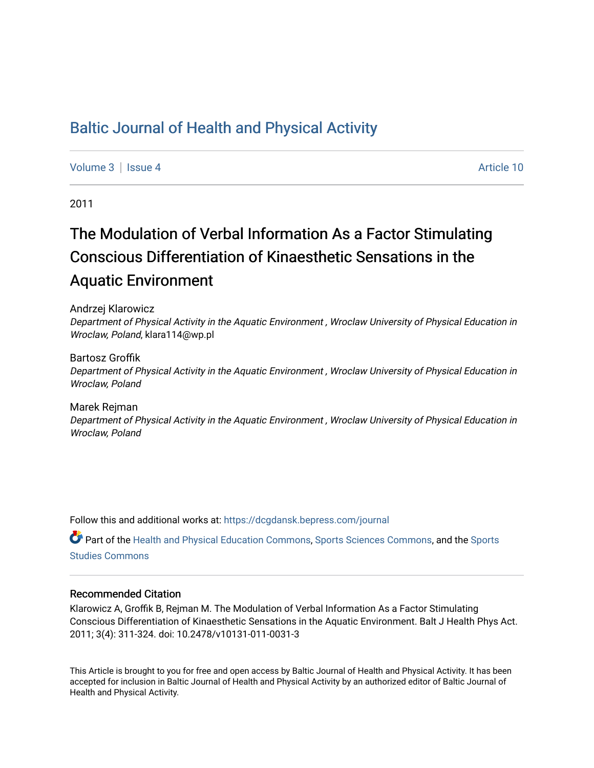# Baltic Journal of Health and Physical Activity

Volume 3 | Issue 4 Article 10

2011

## The Modulation of Verbal Information As a Factor Stimulating Conscious Differentiation of Kinaesthetic Sensations in the Aquatic Environment

Andrzej Klarowicz
*Department of Physical Activity in the Aquatic Environment , Wroclaw University of Physical Education in Wroclaw, Poland*, klara114@wp.pl

Bartosz Groffik
*Department of Physical Activity in the Aquatic Environment , Wroclaw University of Physical Education in Wroclaw, Poland*

Marek Rejman
*Department of Physical Activity in the Aquatic Environment , Wroclaw University of Physical Education in Wroclaw, Poland*

Follow this and additional works at: https://dcgdansk.bepress.com/journal

Part of the Health and Physical Education Commons, Sports Sciences Commons, and the Sports Studies Commons

### Recommended Citation

Klarowicz A, Groffik B, Rejman M. The Modulation of Verbal Information As a Factor Stimulating Conscious Differentiation of Kinaesthetic Sensations in the Aquatic Environment. Balt J Health Phys Act. 2011; 3(4): 311-324. doi: 10.2478/v10131-011-0031-3

This Article is brought to you for free and open access by Baltic Journal of Health and Physical Activity. It has been accepted for inclusion in Baltic Journal of Health and Physical Activity by an authorized editor of Baltic Journal of Health and Physical Activity.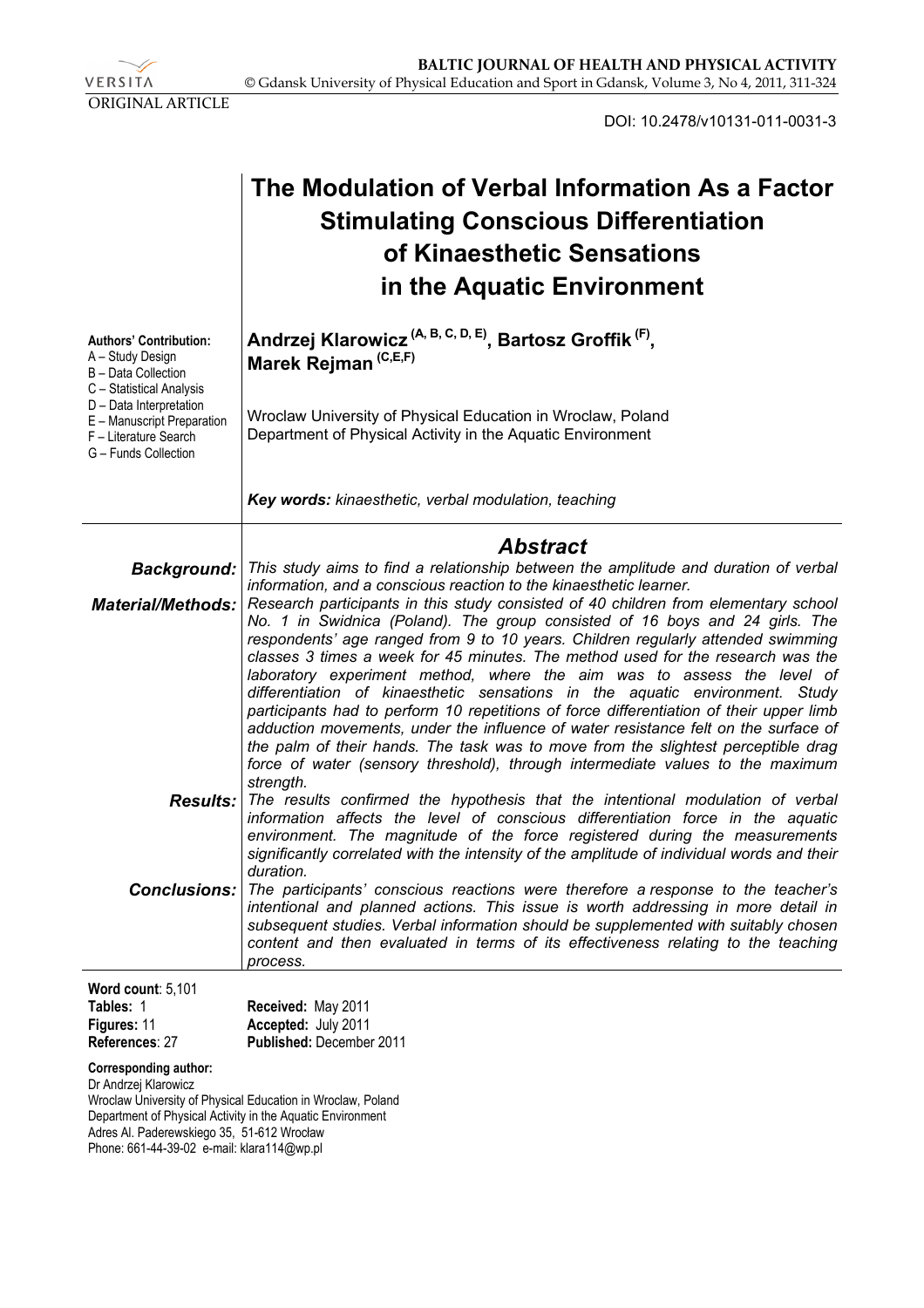ORIGINAL ARTICLE

DOI: 10.2478/v10131-011-0031-3

# The Modulation of Verbal Information As a Factor Stimulating Conscious Differentiation of Kinaesthetic Sensations in the Aquatic Environment

**Authors' Contribution:**
A – Study Design
B – Data Collection
C – Statistical Analysis
D – Data Interpretation
E – Manuscript Preparation
F – Literature Search
G – Funds Collection

**Andrzej Klarowicz [A, B, C, D, E], Bartosz Groffik [F], Marek Rejman [C,E,F]**

Wroclaw University of Physical Education in Wroclaw, Poland
Department of Physical Activity in the Aquatic Environment

***Key words:*** *kinaesthetic, verbal modulation, teaching*

## *Abstract*

***Background:*** *This study aims to find a relationship between the amplitude and duration of verbal information, and a conscious reaction to the kinaesthetic learner.*

***Material/Methods:*** *Research participants in this study consisted of 40 children from elementary school No. 1 in Swidnica (Poland). The group consisted of 16 boys and 24 girls. The respondents' age ranged from 9 to 10 years. Children regularly attended swimming classes 3 times a week for 45 minutes. The method used for the research was the laboratory experiment method, where the aim was to assess the level of differentiation of kinaesthetic sensations in the aquatic environment. Study participants had to perform 10 repetitions of force differentiation of their upper limb adduction movements, under the influence of water resistance felt on the surface of the palm of their hands. The task was to move from the slightest perceptible drag force of water (sensory threshold), through intermediate values to the maximum strength.*

***Results:*** *The results confirmed the hypothesis that the intentional modulation of verbal information affects the level of conscious differentiation force in the aquatic environment. The magnitude of the force registered during the measurements significantly correlated with the intensity of the amplitude of individual words and their duration.*

***Conclusions:*** *The participants' conscious reactions were therefore a response to the teacher's intentional and planned actions. This issue is worth addressing in more detail in subsequent studies. Verbal information should be supplemented with suitably chosen content and then evaluated in terms of its effectiveness relating to the teaching process.*

**Word count**: 5,101
**Tables:** 1
**Figures:** 11
**References**: 27

**Received:** May 2011
**Accepted:** July 2011
**Published:** December 2011

**Corresponding author:**
Dr Andrzej Klarowicz
Wroclaw University of Physical Education in Wroclaw, Poland
Department of Physical Activity in the Aquatic Environment
Adres Al. Paderewskiego 35, 51-612 Wrocław
Phone: 661-44-39-02 e-mail: klara114@wp.pl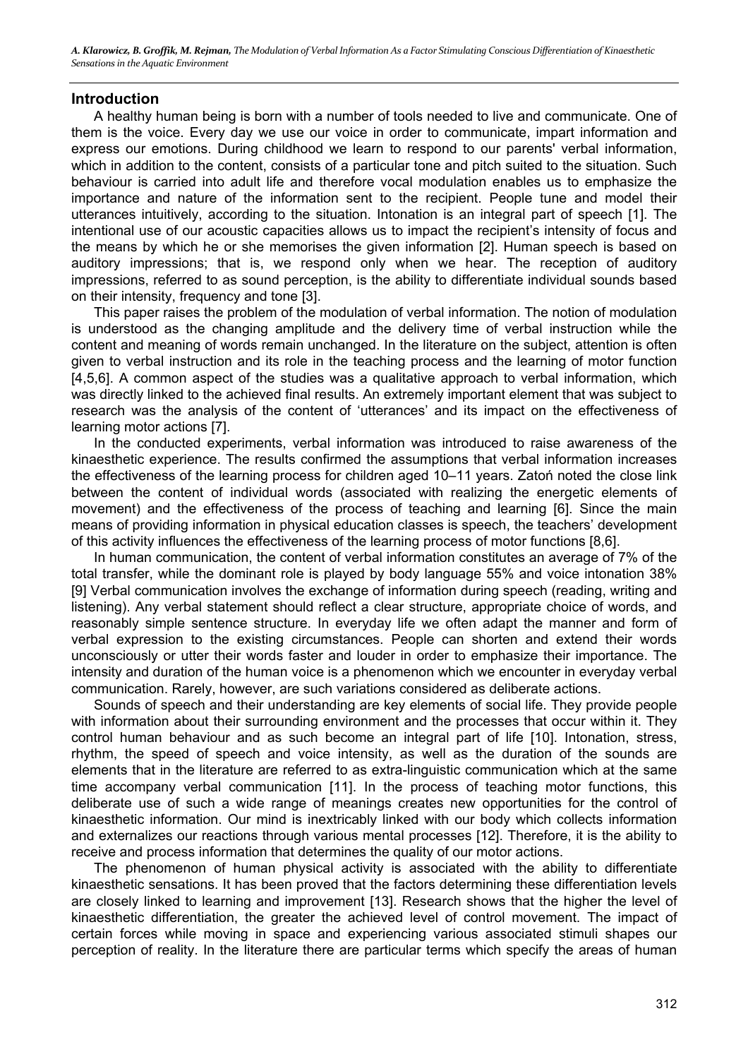## Introduction

A healthy human being is born with a number of tools needed to live and communicate. One of them is the voice. Every day we use our voice in order to communicate, impart information and express our emotions. During childhood we learn to respond to our parents' verbal information, which in addition to the content, consists of a particular tone and pitch suited to the situation. Such behaviour is carried into adult life and therefore vocal modulation enables us to emphasize the importance and nature of the information sent to the recipient. People tune and model their utterances intuitively, according to the situation. Intonation is an integral part of speech [1]. The intentional use of our acoustic capacities allows us to impact the recipient's intensity of focus and the means by which he or she memorises the given information [2]. Human speech is based on auditory impressions; that is, we respond only when we hear. The reception of auditory impressions, referred to as sound perception, is the ability to differentiate individual sounds based on their intensity, frequency and tone [3].

This paper raises the problem of the modulation of verbal information. The notion of modulation is understood as the changing amplitude and the delivery time of verbal instruction while the content and meaning of words remain unchanged. In the literature on the subject, attention is often given to verbal instruction and its role in the teaching process and the learning of motor function [4,5,6]. A common aspect of the studies was a qualitative approach to verbal information, which was directly linked to the achieved final results. An extremely important element that was subject to research was the analysis of the content of 'utterances' and its impact on the effectiveness of learning motor actions [7].

In the conducted experiments, verbal information was introduced to raise awareness of the kinaesthetic experience. The results confirmed the assumptions that verbal information increases the effectiveness of the learning process for children aged 10–11 years. Zatoń noted the close link between the content of individual words (associated with realizing the energetic elements of movement) and the effectiveness of the process of teaching and learning [6]. Since the main means of providing information in physical education classes is speech, the teachers' development of this activity influences the effectiveness of the learning process of motor functions [8,6].

In human communication, the content of verbal information constitutes an average of 7% of the total transfer, while the dominant role is played by body language 55% and voice intonation 38% [9] Verbal communication involves the exchange of information during speech (reading, writing and listening). Any verbal statement should reflect a clear structure, appropriate choice of words, and reasonably simple sentence structure. In everyday life we often adapt the manner and form of verbal expression to the existing circumstances. People can shorten and extend their words unconsciously or utter their words faster and louder in order to emphasize their importance. The intensity and duration of the human voice is a phenomenon which we encounter in everyday verbal communication. Rarely, however, are such variations considered as deliberate actions.

Sounds of speech and their understanding are key elements of social life. They provide people with information about their surrounding environment and the processes that occur within it. They control human behaviour and as such become an integral part of life [10]. Intonation, stress, rhythm, the speed of speech and voice intensity, as well as the duration of the sounds are elements that in the literature are referred to as extra-linguistic communication which at the same time accompany verbal communication [11]. In the process of teaching motor functions, this deliberate use of such a wide range of meanings creates new opportunities for the control of kinaesthetic information. Our mind is inextricably linked with our body which collects information and externalizes our reactions through various mental processes [12]. Therefore, it is the ability to receive and process information that determines the quality of our motor actions.

The phenomenon of human physical activity is associated with the ability to differentiate kinaesthetic sensations. It has been proved that the factors determining these differentiation levels are closely linked to learning and improvement [13]. Research shows that the higher the level of kinaesthetic differentiation, the greater the achieved level of control movement. The impact of certain forces while moving in space and experiencing various associated stimuli shapes our perception of reality. In the literature there are particular terms which specify the areas of human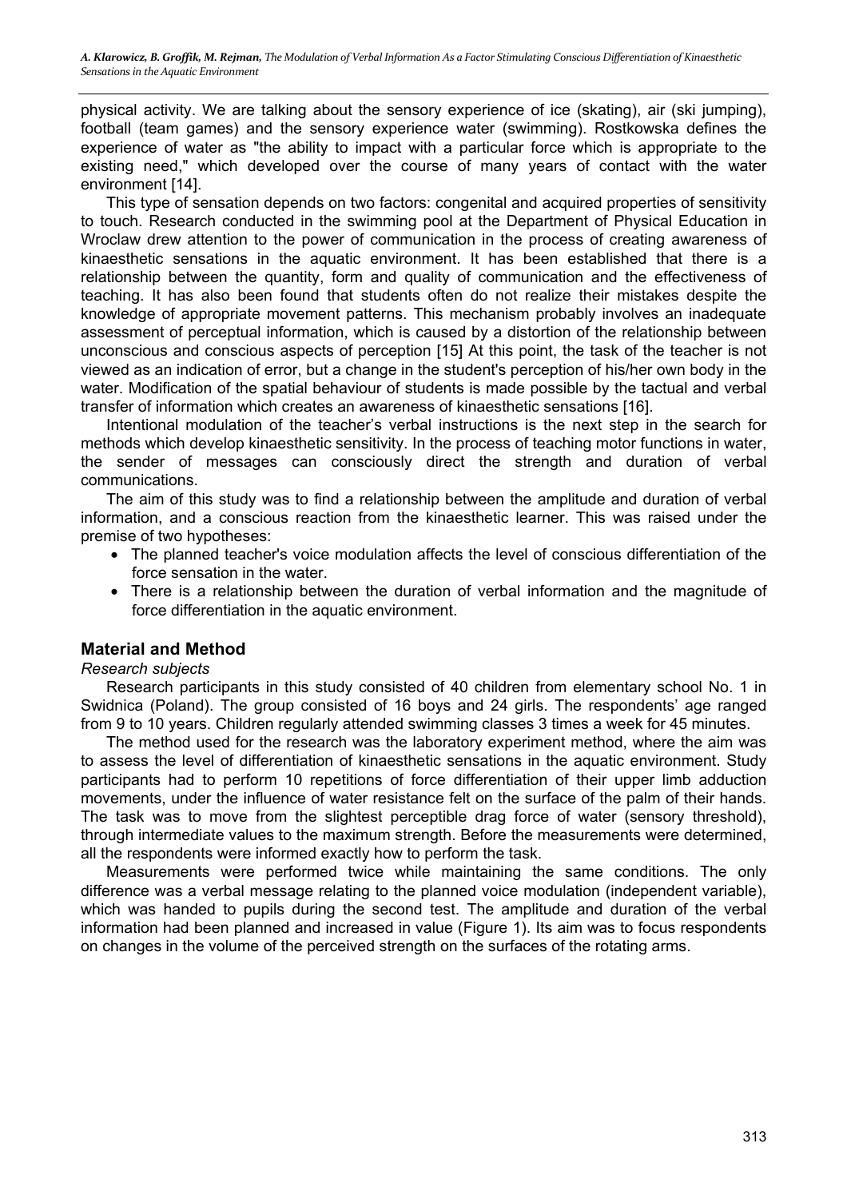physical activity. We are talking about the sensory experience of ice (skating), air (ski jumping), football (team games) and the sensory experience water (swimming). Rostkowska defines the experience of water as "the ability to impact with a particular force which is appropriate to the existing need," which developed over the course of many years of contact with the water environment [14].

This type of sensation depends on two factors: congenital and acquired properties of sensitivity to touch. Research conducted in the swimming pool at the Department of Physical Education in Wroclaw drew attention to the power of communication in the process of creating awareness of kinaesthetic sensations in the aquatic environment. It has been established that there is a relationship between the quantity, form and quality of communication and the effectiveness of teaching. It has also been found that students often do not realize their mistakes despite the knowledge of appropriate movement patterns. This mechanism probably involves an inadequate assessment of perceptual information, which is caused by a distortion of the relationship between unconscious and conscious aspects of perception [15] At this point, the task of the teacher is not viewed as an indication of error, but a change in the student's perception of his/her own body in the water. Modification of the spatial behaviour of students is made possible by the tactual and verbal transfer of information which creates an awareness of kinaesthetic sensations [16].

Intentional modulation of the teacher's verbal instructions is the next step in the search for methods which develop kinaesthetic sensitivity. In the process of teaching motor functions in water, the sender of messages can consciously direct the strength and duration of verbal communications.

The aim of this study was to find a relationship between the amplitude and duration of verbal information, and a conscious reaction from the kinaesthetic learner. This was raised under the premise of two hypotheses:

- The planned teacher's voice modulation affects the level of conscious differentiation of the force sensation in the water.
- There is a relationship between the duration of verbal information and the magnitude of force differentiation in the aquatic environment.

## Material and Method

*Research subjects*

Research participants in this study consisted of 40 children from elementary school No. 1 in Swidnica (Poland). The group consisted of 16 boys and 24 girls. The respondents' age ranged from 9 to 10 years. Children regularly attended swimming classes 3 times a week for 45 minutes.

The method used for the research was the laboratory experiment method, where the aim was to assess the level of differentiation of kinaesthetic sensations in the aquatic environment. Study participants had to perform 10 repetitions of force differentiation of their upper limb adduction movements, under the influence of water resistance felt on the surface of the palm of their hands. The task was to move from the slightest perceptible drag force of water (sensory threshold), through intermediate values to the maximum strength. Before the measurements were determined, all the respondents were informed exactly how to perform the task.

Measurements were performed twice while maintaining the same conditions. The only difference was a verbal message relating to the planned voice modulation (independent variable), which was handed to pupils during the second test. The amplitude and duration of the verbal information had been planned and increased in value (Figure 1). Its aim was to focus respondents on changes in the volume of the perceived strength on the surfaces of the rotating arms.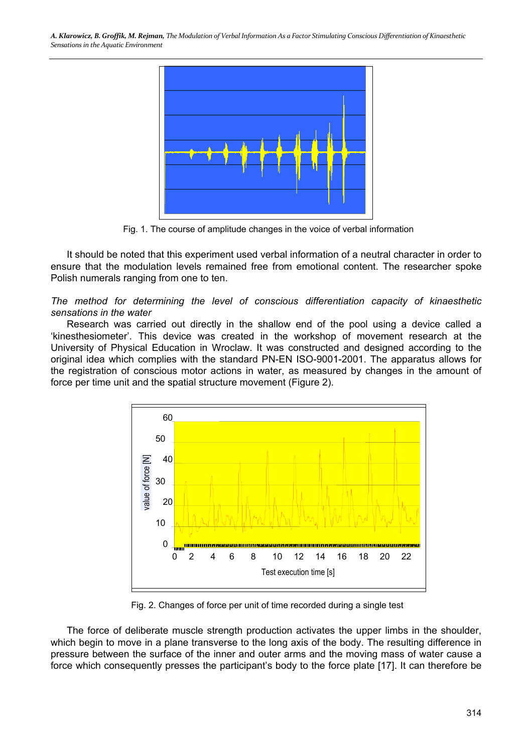Fig. 1. The course of amplitude changes in the voice of verbal information

It should be noted that this experiment used verbal information of a neutral character in order to ensure that the modulation levels remained free from emotional content. The researcher spoke Polish numerals ranging from one to ten.

*The method for determining the level of conscious differentiation capacity of kinaesthetic sensations in the water*

Research was carried out directly in the shallow end of the pool using a device called a 'kinesthesiometer'. This device was created in the workshop of movement research at the University of Physical Education in Wroclaw. It was constructed and designed according to the original idea which complies with the standard PN-EN ISO-9001-2001. The apparatus allows for the registration of conscious motor actions in water, as measured by changes in the amount of force per time unit and the spatial structure movement (Figure 2).

Fig. 2. Changes of force per unit of time recorded during a single test

The force of deliberate muscle strength production activates the upper limbs in the shoulder, which begin to move in a plane transverse to the long axis of the body. The resulting difference in pressure between the surface of the inner and outer arms and the moving mass of water cause a force which consequently presses the participant's body to the force plate [17]. It can therefore be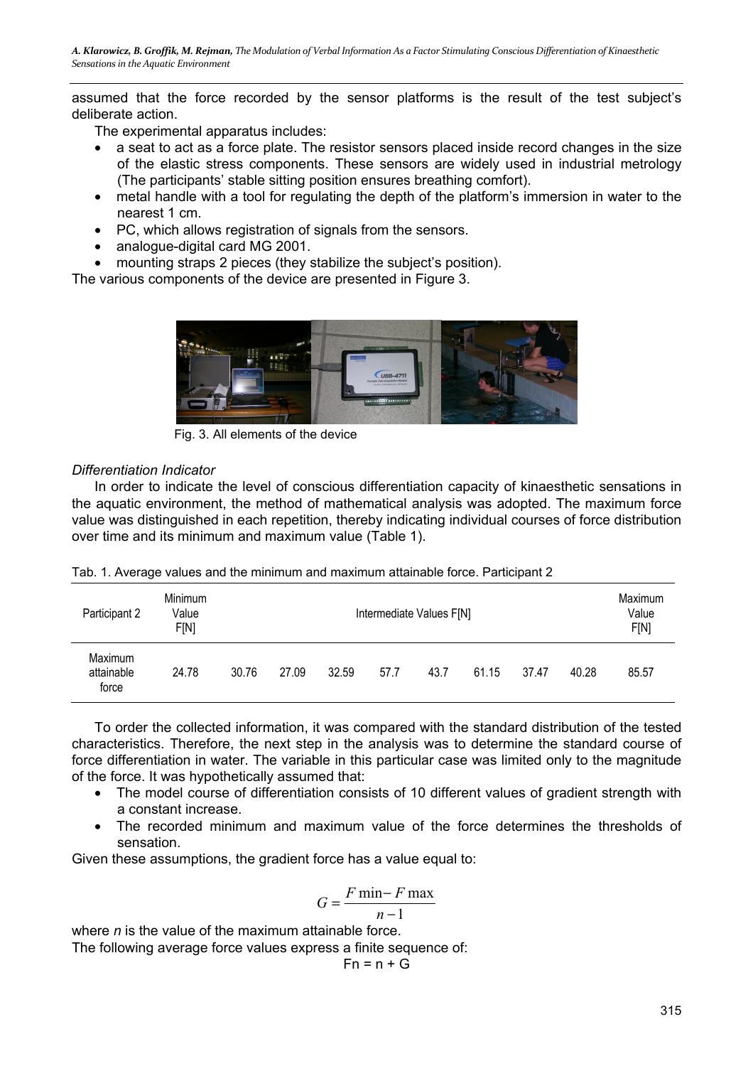assumed that the force recorded by the sensor platforms is the result of the test subject's deliberate action.

The experimental apparatus includes:

- a seat to act as a force plate. The resistor sensors placed inside record changes in the size of the elastic stress components. These sensors are widely used in industrial metrology (The participants' stable sitting position ensures breathing comfort).
- metal handle with a tool for regulating the depth of the platform's immersion in water to the nearest 1 cm.
- PC, which allows registration of signals from the sensors.
- analogue-digital card MG 2001.
- mounting straps 2 pieces (they stabilize the subject's position).

The various components of the device are presented in Figure 3.

Fig. 3. All elements of the device

*Differentiation Indicator*

In order to indicate the level of conscious differentiation capacity of kinaesthetic sensations in the aquatic environment, the method of mathematical analysis was adopted. The maximum force value was distinguished in each repetition, thereby indicating individual courses of force distribution over time and its minimum and maximum value (Table 1).

Tab. 1. Average values and the minimum and maximum attainable force. Participant 2

| Participant 2 | Minimum Value F[N] | Intermediate Values F[N] | | | | | | | | Maximum Value F[N] |
|---|---|---|---|---|---|---|---|---|---|---|
| Maximum attainable force | 24.78 | 30.76 | 27.09 | 32.59 | 57.7 | 43.7 | 61.15 | 37.47 | 40.28 | 85.57 |

To order the collected information, it was compared with the standard distribution of the tested characteristics. Therefore, the next step in the analysis was to determine the standard course of force differentiation in water. The variable in this particular case was limited only to the magnitude of the force. It was hypothetically assumed that:

- The model course of differentiation consists of 10 different values of gradient strength with a constant increase.
- The recorded minimum and maximum value of the force determines the thresholds of sensation.

Given these assumptions, the gradient force has a value equal to:

$$G = \frac{F\min - F\max}{n-1}$$

where $n$ is the value of the maximum attainable force.

The following average force values express a finite sequence of:

$$Fn = n + G$$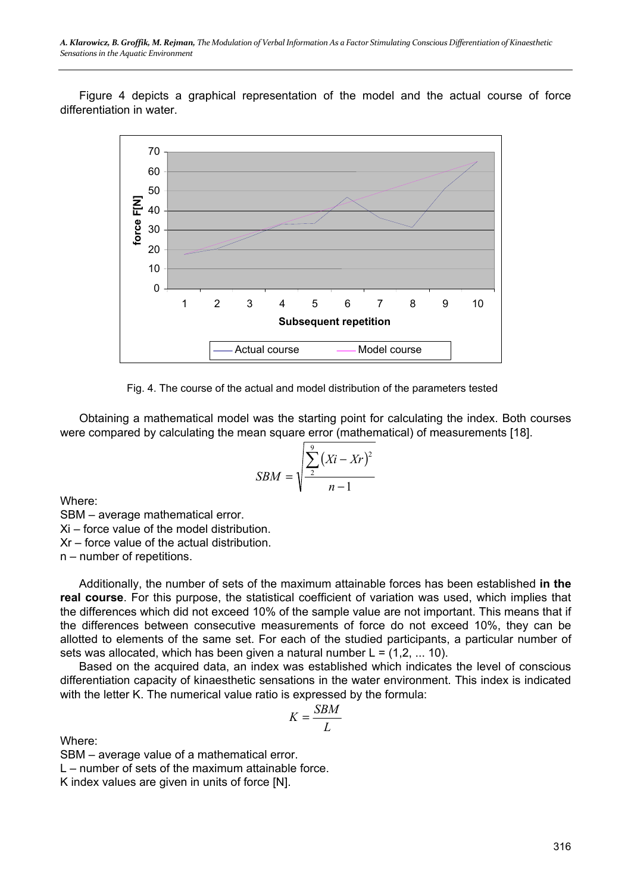Figure 4 depicts a graphical representation of the model and the actual course of force differentiation in water.

Fig. 4. The course of the actual and model distribution of the parameters tested

Obtaining a mathematical model was the starting point for calculating the index. Both courses were compared by calculating the mean square error (mathematical) of measurements [18].

$$SBM = \sqrt{\frac{\sum_{2}^{9} (Xi - Xr)^2}{n-1}}$$

Where:

SBM – average mathematical error.

Xi – force value of the model distribution.

Xr – force value of the actual distribution.

n – number of repetitions.

Additionally, the number of sets of the maximum attainable forces has been established **in the real course**. For this purpose, the statistical coefficient of variation was used, which implies that the differences which did not exceed 10% of the sample value are not important. This means that if the differences between consecutive measurements of force do not exceed 10%, they can be allotted to elements of the same set. For each of the studied participants, a particular number of sets was allocated, which has been given a natural number L = (1,2, ... 10).

Based on the acquired data, an index was established which indicates the level of conscious differentiation capacity of kinaesthetic sensations in the water environment. This index is indicated with the letter K. The numerical value ratio is expressed by the formula:

$$K = \frac{SBM}{L}$$

Where:

SBM – average value of a mathematical error.

L – number of sets of the maximum attainable force.

K index values are given in units of force [N].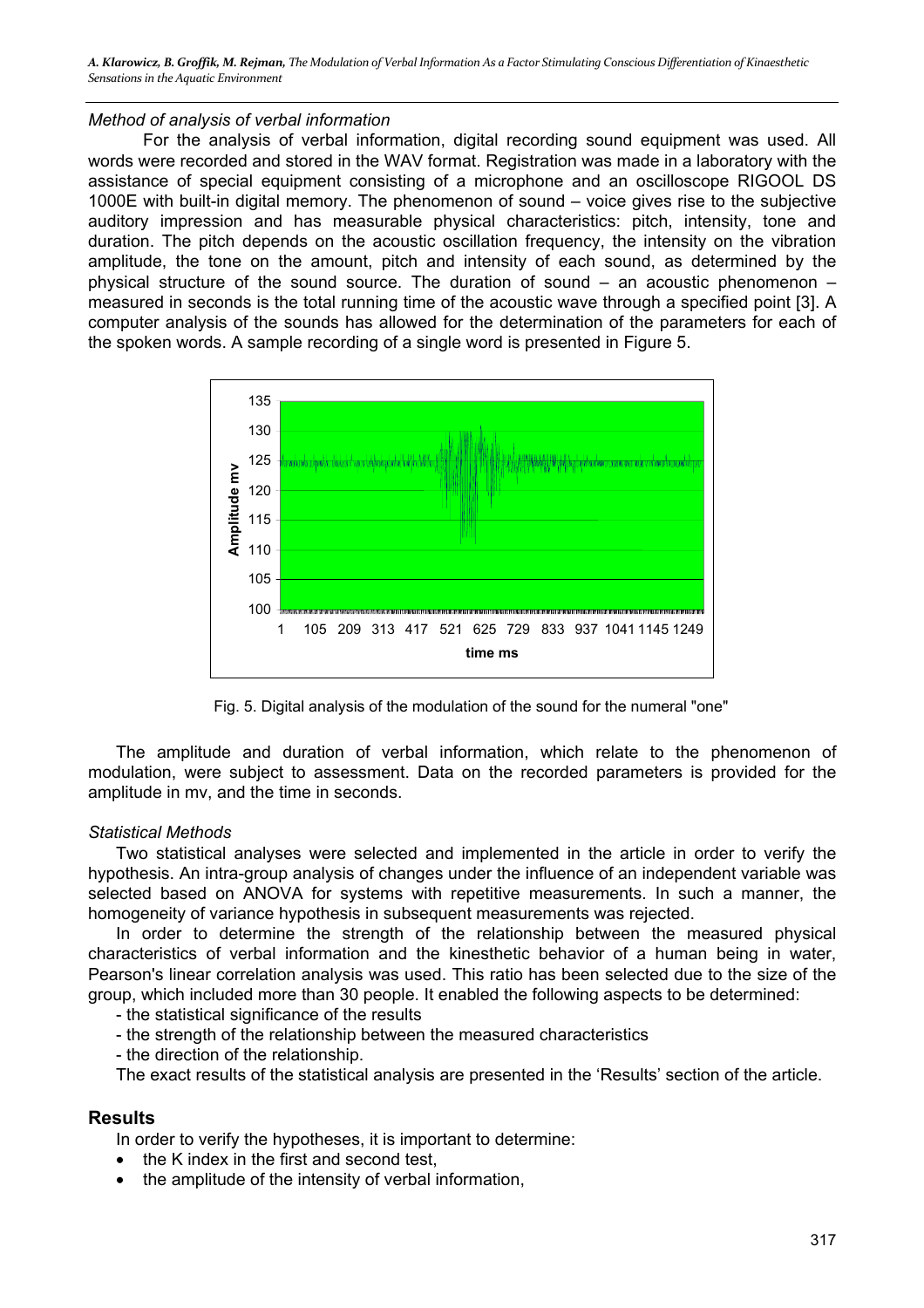*Method of analysis of verbal information*

For the analysis of verbal information, digital recording sound equipment was used. All words were recorded and stored in the WAV format. Registration was made in a laboratory with the assistance of special equipment consisting of a microphone and an oscilloscope RIGOOL DS 1000E with built-in digital memory. The phenomenon of sound – voice gives rise to the subjective auditory impression and has measurable physical characteristics: pitch, intensity, tone and duration. The pitch depends on the acoustic oscillation frequency, the intensity on the vibration amplitude, the tone on the amount, pitch and intensity of each sound, as determined by the physical structure of the sound source. The duration of sound – an acoustic phenomenon – measured in seconds is the total running time of the acoustic wave through a specified point [3]. A computer analysis of the sounds has allowed for the determination of the parameters for each of the spoken words. A sample recording of a single word is presented in Figure 5.

Fig. 5. Digital analysis of the modulation of the sound for the numeral "one"

The amplitude and duration of verbal information, which relate to the phenomenon of modulation, were subject to assessment. Data on the recorded parameters is provided for the amplitude in mv, and the time in seconds.

*Statistical Methods*

Two statistical analyses were selected and implemented in the article in order to verify the hypothesis. An intra-group analysis of changes under the influence of an independent variable was selected based on ANOVA for systems with repetitive measurements. In such a manner, the homogeneity of variance hypothesis in subsequent measurements was rejected.

In order to determine the strength of the relationship between the measured physical characteristics of verbal information and the kinesthetic behavior of a human being in water, Pearson's linear correlation analysis was used. This ratio has been selected due to the size of the group, which included more than 30 people. It enabled the following aspects to be determined:

- the statistical significance of the results
- the strength of the relationship between the measured characteristics
- the direction of the relationship.

The exact results of the statistical analysis are presented in the 'Results' section of the article.

## Results

In order to verify the hypotheses, it is important to determine:

- the K index in the first and second test,
- the amplitude of the intensity of verbal information,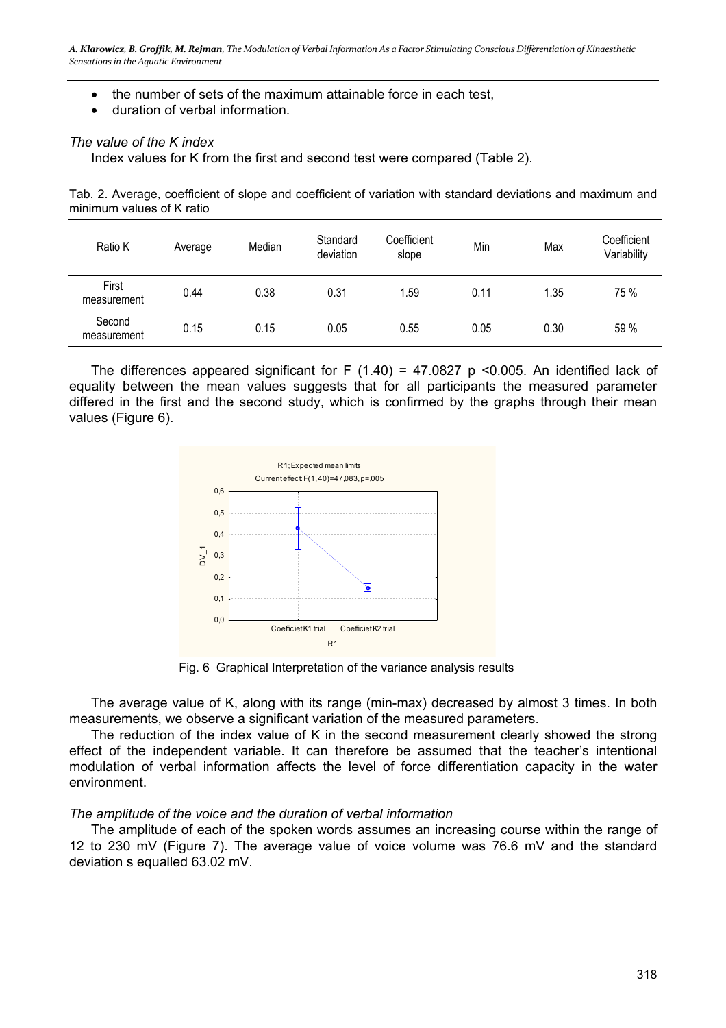- the number of sets of the maximum attainable force in each test,
- duration of verbal information.

*The value of the K index*

Index values for K from the first and second test were compared (Table 2).

Tab. 2. Average, coefficient of slope and coefficient of variation with standard deviations and maximum and minimum values of K ratio

| Ratio K | Average | Median | Standard deviation | Coefficient slope | Min | Max | Coefficient Variability |
|---|---|---|---|---|---|---|---|
| First measurement | 0.44 | 0.38 | 0.31 | 1.59 | 0.11 | 1.35 | 75 % |
| Second measurement | 0.15 | 0.15 | 0.05 | 0.55 | 0.05 | 0.30 | 59 % |

The differences appeared significant for $F(1.40) = 47.0827$ $p < 0.005$. An identified lack of equality between the mean values suggests that for all participants the measured parameter differed in the first and the second study, which is confirmed by the graphs through their mean values (Figure 6).

Fig. 6 Graphical Interpretation of the variance analysis results

The average value of K, along with its range (min-max) decreased by almost 3 times. In both measurements, we observe a significant variation of the measured parameters.

The reduction of the index value of K in the second measurement clearly showed the strong effect of the independent variable. It can therefore be assumed that the teacher's intentional modulation of verbal information affects the level of force differentiation capacity in the water environment.

*The amplitude of the voice and the duration of verbal information*

The amplitude of each of the spoken words assumes an increasing course within the range of 12 to 230 mV (Figure 7). The average value of voice volume was 76.6 mV and the standard deviation s equalled 63.02 mV.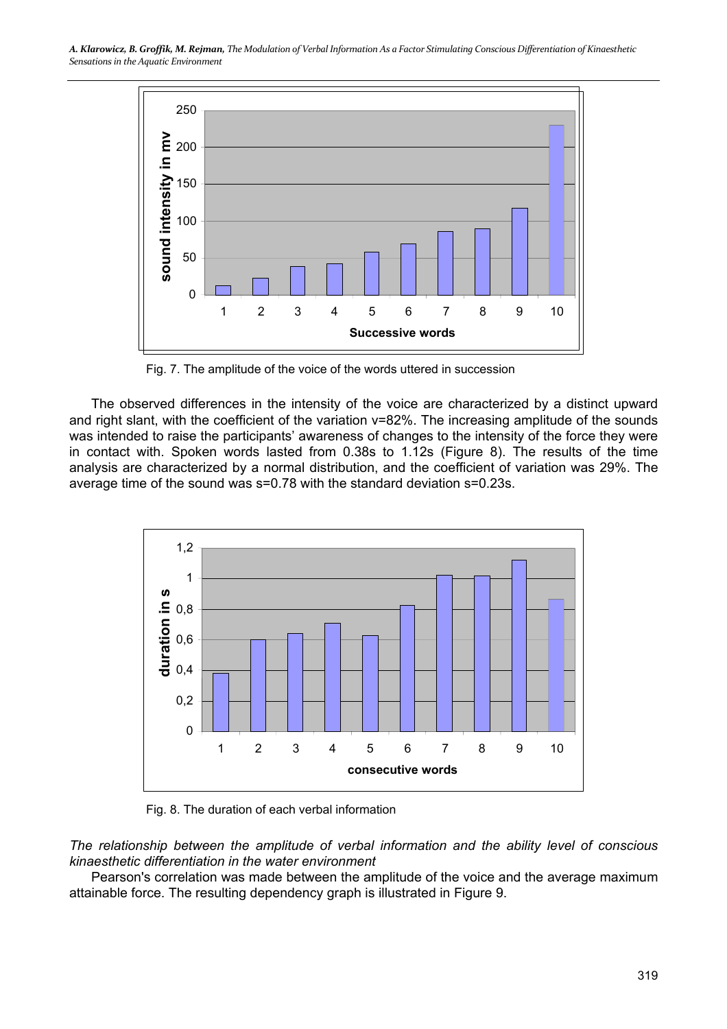Fig. 7. The amplitude of the voice of the words uttered in succession

The observed differences in the intensity of the voice are characterized by a distinct upward and right slant, with the coefficient of the variation v=82%. The increasing amplitude of the sounds was intended to raise the participants' awareness of changes to the intensity of the force they were in contact with. Spoken words lasted from 0.38s to 1.12s (Figure 8). The results of the time analysis are characterized by a normal distribution, and the coefficient of variation was 29%. The average time of the sound was s=0.78 with the standard deviation s=0.23s.

Fig. 8. The duration of each verbal information

*The relationship between the amplitude of verbal information and the ability level of conscious kinaesthetic differentiation in the water environment*

Pearson's correlation was made between the amplitude of the voice and the average maximum attainable force. The resulting dependency graph is illustrated in Figure 9.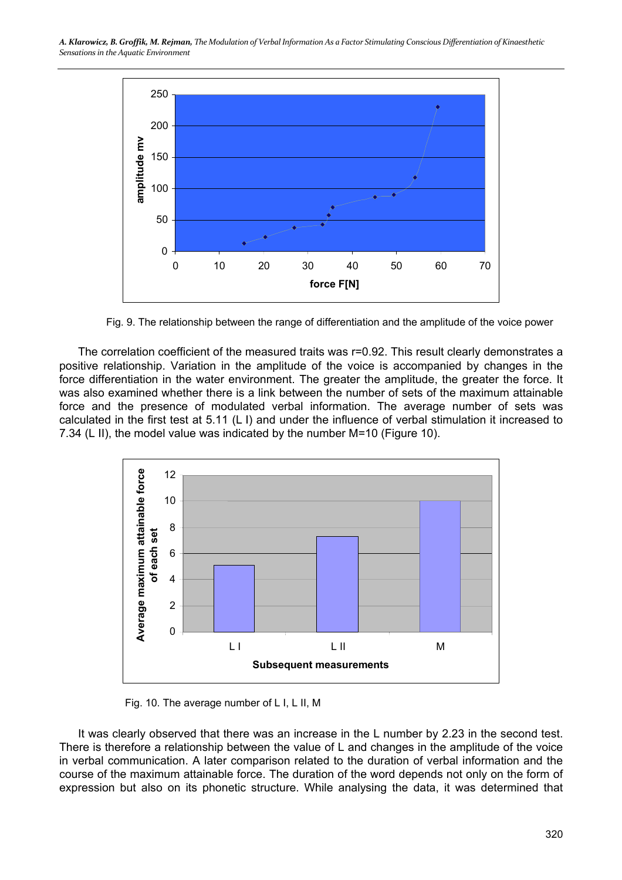Fig. 9. The relationship between the range of differentiation and the amplitude of the voice power

The correlation coefficient of the measured traits was r=0.92. This result clearly demonstrates a positive relationship. Variation in the amplitude of the voice is accompanied by changes in the force differentiation in the water environment. The greater the amplitude, the greater the force. It was also examined whether there is a link between the number of sets of the maximum attainable force and the presence of modulated verbal information. The average number of sets was calculated in the first test at 5.11 (L I) and under the influence of verbal stimulation it increased to 7.34 (L II), the model value was indicated by the number M=10 (Figure 10).

Fig. 10. The average number of L I, L II, M

It was clearly observed that there was an increase in the L number by 2.23 in the second test. There is therefore a relationship between the value of L and changes in the amplitude of the voice in verbal communication. A later comparison related to the duration of verbal information and the course of the maximum attainable force. The duration of the word depends not only on the form of expression but also on its phonetic structure. While analysing the data, it was determined that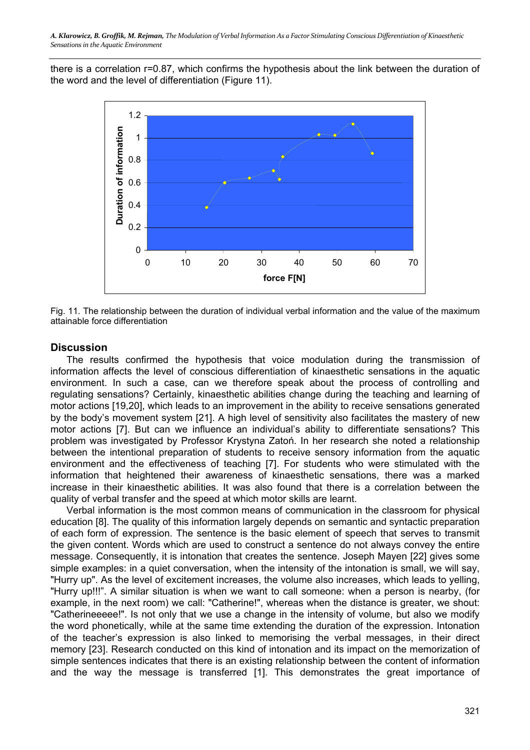there is a correlation r=0.87, which confirms the hypothesis about the link between the duration of the word and the level of differentiation (Figure 11).

Fig. 11. The relationship between the duration of individual verbal information and the value of the maximum attainable force differentiation

## Discussion

The results confirmed the hypothesis that voice modulation during the transmission of information affects the level of conscious differentiation of kinaesthetic sensations in the aquatic environment. In such a case, can we therefore speak about the process of controlling and regulating sensations? Certainly, kinaesthetic abilities change during the teaching and learning of motor actions [19,20], which leads to an improvement in the ability to receive sensations generated by the body's movement system [21]. A high level of sensitivity also facilitates the mastery of new motor actions [7]. But can we influence an individual's ability to differentiate sensations? This problem was investigated by Professor Krystyna Zatoń. In her research she noted a relationship between the intentional preparation of students to receive sensory information from the aquatic environment and the effectiveness of teaching [7]. For students who were stimulated with the information that heightened their awareness of kinaesthetic sensations, there was a marked increase in their kinaesthetic abilities. It was also found that there is a correlation between the quality of verbal transfer and the speed at which motor skills are learnt.

Verbal information is the most common means of communication in the classroom for physical education [8]. The quality of this information largely depends on semantic and syntactic preparation of each form of expression. The sentence is the basic element of speech that serves to transmit the given content. Words which are used to construct a sentence do not always convey the entire message. Consequently, it is intonation that creates the sentence. Joseph Mayen [22] gives some simple examples: in a quiet conversation, when the intensity of the intonation is small, we will say, "Hurry up". As the level of excitement increases, the volume also increases, which leads to yelling, "Hurry up!!!". A similar situation is when we want to call someone: when a person is nearby, (for example, in the next room) we call: "Catherine!", whereas when the distance is greater, we shout: "Catherineeeee!". Is not only that we use a change in the intensity of volume, but also we modify the word phonetically, while at the same time extending the duration of the expression. Intonation of the teacher's expression is also linked to memorising the verbal messages, in their direct memory [23]. Research conducted on this kind of intonation and its impact on the memorization of simple sentences indicates that there is an existing relationship between the content of information and the way the message is transferred [1]. This demonstrates the great importance of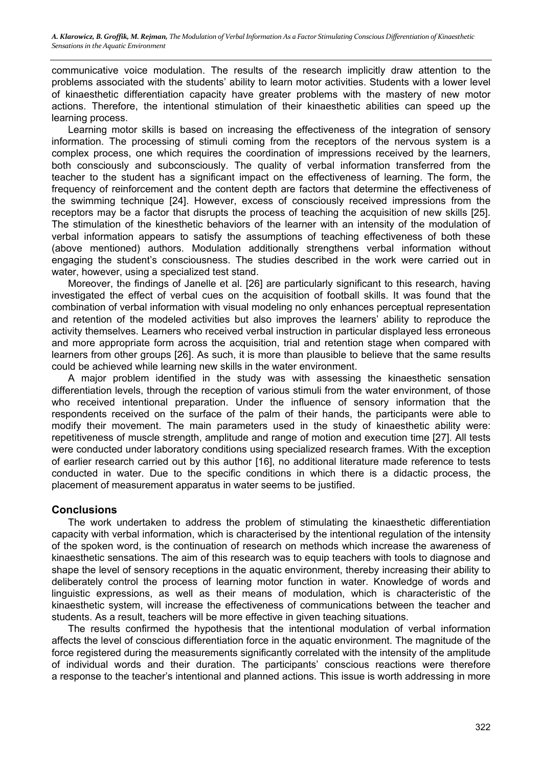communicative voice modulation. The results of the research implicitly draw attention to the problems associated with the students' ability to learn motor activities. Students with a lower level of kinaesthetic differentiation capacity have greater problems with the mastery of new motor actions. Therefore, the intentional stimulation of their kinaesthetic abilities can speed up the learning process.

Learning motor skills is based on increasing the effectiveness of the integration of sensory information. The processing of stimuli coming from the receptors of the nervous system is a complex process, one which requires the coordination of impressions received by the learners, both consciously and subconsciously. The quality of verbal information transferred from the teacher to the student has a significant impact on the effectiveness of learning. The form, the frequency of reinforcement and the content depth are factors that determine the effectiveness of the swimming technique [24]. However, excess of consciously received impressions from the receptors may be a factor that disrupts the process of teaching the acquisition of new skills [25]. The stimulation of the kinesthetic behaviors of the learner with an intensity of the modulation of verbal information appears to satisfy the assumptions of teaching effectiveness of both these (above mentioned) authors. Modulation additionally strengthens verbal information without engaging the student's consciousness. The studies described in the work were carried out in water, however, using a specialized test stand.

Moreover, the findings of Janelle et al. [26] are particularly significant to this research, having investigated the effect of verbal cues on the acquisition of football skills. It was found that the combination of verbal information with visual modeling no only enhances perceptual representation and retention of the modeled activities but also improves the learners' ability to reproduce the activity themselves. Learners who received verbal instruction in particular displayed less erroneous and more appropriate form across the acquisition, trial and retention stage when compared with learners from other groups [26]. As such, it is more than plausible to believe that the same results could be achieved while learning new skills in the water environment.

A major problem identified in the study was with assessing the kinaesthetic sensation differentiation levels, through the reception of various stimuli from the water environment, of those who received intentional preparation. Under the influence of sensory information that the respondents received on the surface of the palm of their hands, the participants were able to modify their movement. The main parameters used in the study of kinaesthetic ability were: repetitiveness of muscle strength, amplitude and range of motion and execution time [27]. All tests were conducted under laboratory conditions using specialized research frames. With the exception of earlier research carried out by this author [16], no additional literature made reference to tests conducted in water. Due to the specific conditions in which there is a didactic process, the placement of measurement apparatus in water seems to be justified.

## Conclusions

The work undertaken to address the problem of stimulating the kinaesthetic differentiation capacity with verbal information, which is characterised by the intentional regulation of the intensity of the spoken word, is the continuation of research on methods which increase the awareness of kinaesthetic sensations. The aim of this research was to equip teachers with tools to diagnose and shape the level of sensory receptions in the aquatic environment, thereby increasing their ability to deliberately control the process of learning motor function in water. Knowledge of words and linguistic expressions, as well as their means of modulation, which is characteristic of the kinaesthetic system, will increase the effectiveness of communications between the teacher and students. As a result, teachers will be more effective in given teaching situations.

The results confirmed the hypothesis that the intentional modulation of verbal information affects the level of conscious differentiation force in the aquatic environment. The magnitude of the force registered during the measurements significantly correlated with the intensity of the amplitude of individual words and their duration. The participants' conscious reactions were therefore a response to the teacher's intentional and planned actions. This issue is worth addressing in more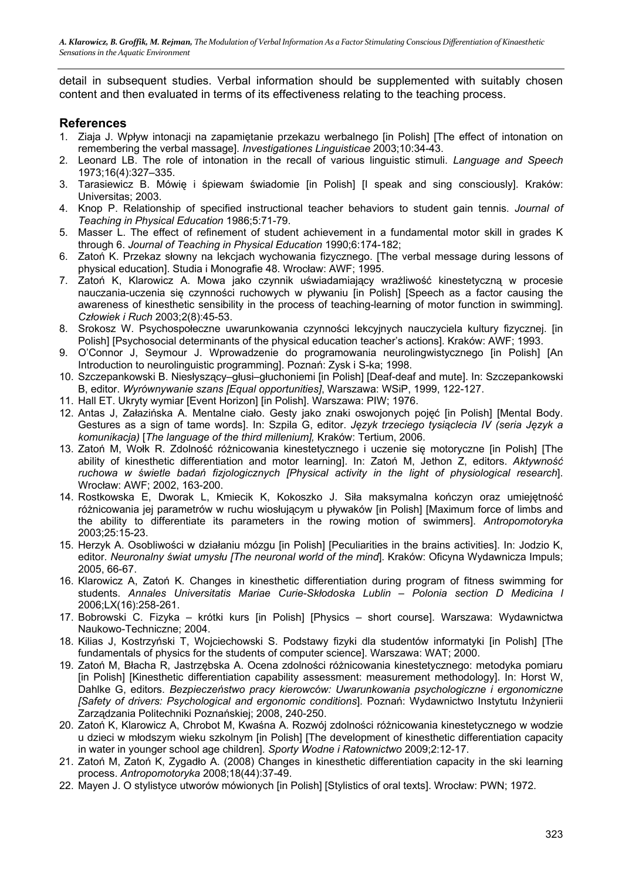detail in subsequent studies. Verbal information should be supplemented with suitably chosen content and then evaluated in terms of its effectiveness relating to the teaching process.

## References

1. Ziaja J. Wpływ intonacji na zapamiętanie przekazu werbalnego [in Polish] [The effect of intonation on remembering the verbal massage]. *Investigationes Linguisticae* 2003;10:34-43.
2. Leonard LB. The role of intonation in the recall of various linguistic stimuli. *Language and Speech* 1973;16(4):327–335.
3. Tarasiewicz B. Mówię i śpiewam świadomie [in Polish] [I speak and sing consciously]. Kraków: Universitas; 2003.
4. Knop P. Relationship of specified instructional teacher behaviors to student gain tennis. *Journal of Teaching in Physical Education* 1986;5:71-79.
5. Masser L. The effect of refinement of student achievement in a fundamental motor skill in grades K through 6. *Journal of Teaching in Physical Education* 1990;6:174-182;
6. Zatoń K. Przekaz słowny na lekcjach wychowania fizycznego. [The verbal message during lessons of physical education]. Studia i Monografie 48. Wrocław: AWF; 1995.
7. Zatoń K, Klarowicz A. Mowa jako czynnik uświadamiający wrażliwość kinestetyczną w procesie nauczania-uczenia się czynności ruchowych w pływaniu [in Polish] [Speech as a factor causing the awareness of kinesthetic sensibility in the process of teaching-learning of motor function in swimming]. *Człowiek i Ruch* 2003;2(8):45-53.
8. Srokosz W. Psychospołeczne uwarunkowania czynności lekcyjnych nauczyciela kultury fizycznej. [in Polish] [Psychosocial determinants of the physical education teacher's actions]. Kraków: AWF; 1993.
9. O'Connor J, Seymour J. Wprowadzenie do programowania neurolingwistycznego [in Polish] [An Introduction to neurolinguistic programming]. Poznań: Zysk i S-ka; 1998.
10. Szczepankowski B. Niesłyszący–głusi–głuchoniemi [in Polish] [Deaf-deaf and mute]. In: Szczepankowski B, editor. *Wyrównywanie szans [Equal opportunities]*, Warszawa: WSiP, 1999, 122-127.
11. Hall ET. Ukryty wymiar [Event Horizon] [in Polish]. Warszawa: PIW; 1976.
12. Antas J, Załazińska A. Mentalne ciało. Gesty jako znaki oswojonych pojęć [in Polish] [Mental Body. Gestures as a sign of tame words]. In: Szpila G, editor. *Język trzeciego tysiąclecia IV (seria Język a komunikacja)* [*The language of the third millenium],* Kraków: Tertium, 2006.
13. Zatoń M, Wołk R. Zdolność różnicowania kinestetycznego i uczenie się motoryczne [in Polish] [The ability of kinesthetic differentiation and motor learning]. In: Zatoń M, Jethon Z, editors. *Aktywność ruchowa w świetle badań fizjologicznych [Physical activity in the light of physiological research*]. Wrocław: AWF; 2002, 163-200.
14. Rostkowska E, Dworak L, Kmiecik K, Kokoszko J. Siła maksymalna kończyn oraz umiejętność różnicowania jej parametrów w ruchu wiosłującym u pływaków [in Polish] [Maximum force of limbs and the ability to differentiate its parameters in the rowing motion of swimmers]. *Antropomotoryka* 2003;25:15-23.
15. Herzyk A. Osobliwości w działaniu mózgu [in Polish] [Peculiarities in the brains activities]. In: Jodzio K, editor. *Neuronalny świat umysłu [The neuronal world of the mind*]. Kraków: Oficyna Wydawnicza Impuls; 2005, 66-67.
16. Klarowicz A, Zatoń K. Changes in kinesthetic differentiation during program of fitness swimming for students. *Annales Universitatis Mariae Curie-Skłodoska Lublin – Polonia section D Medicina l* 2006;LX(16):258-261.
17. Bobrowski C. Fizyka – krótki kurs [in Polish] [Physics – short course]. Warszawa: Wydawnictwa Naukowo-Techniczne; 2004.
18. Kilias J, Kostrzyński T, Wojciechowski S. Podstawy fizyki dla studentów informatyki [in Polish] [The fundamentals of physics for the students of computer science]. Warszawa: WAT; 2000.
19. Zatoń M, Błacha R, Jastrzębska A. Ocena zdolności różnicowania kinestetycznego: metodyka pomiaru [in Polish] [Kinesthetic differentiation capability assessment: measurement methodology]. In: Horst W, Dahlke G, editors. *Bezpieczeństwo pracy kierowców: Uwarunkowania psychologiczne i ergonomiczne [Safety of drivers: Psychological and ergonomic conditions*]. Poznań: Wydawnictwo Instytutu Inżynierii Zarządzania Politechniki Poznańskiej; 2008, 240-250.
20. Zatoń K, Klarowicz A, Chrobot M, Kwaśna A. Rozwój zdolności różnicowania kinestetycznego w wodzie u dzieci w młodszym wieku szkolnym [in Polish] [The development of kinesthetic differentiation capacity in water in younger school age children]. *Sporty Wodne i Ratownictwo* 2009;2:12-17.
21. Zatoń M, Zatoń K, Zygadło A. (2008) Changes in kinesthetic differentiation capacity in the ski learning process. *Antropomotoryka* 2008;18(44):37-49.
22. Mayen J. O stylistyce utworów mówionych [in Polish] [Stylistics of oral texts]. Wrocław: PWN; 1972.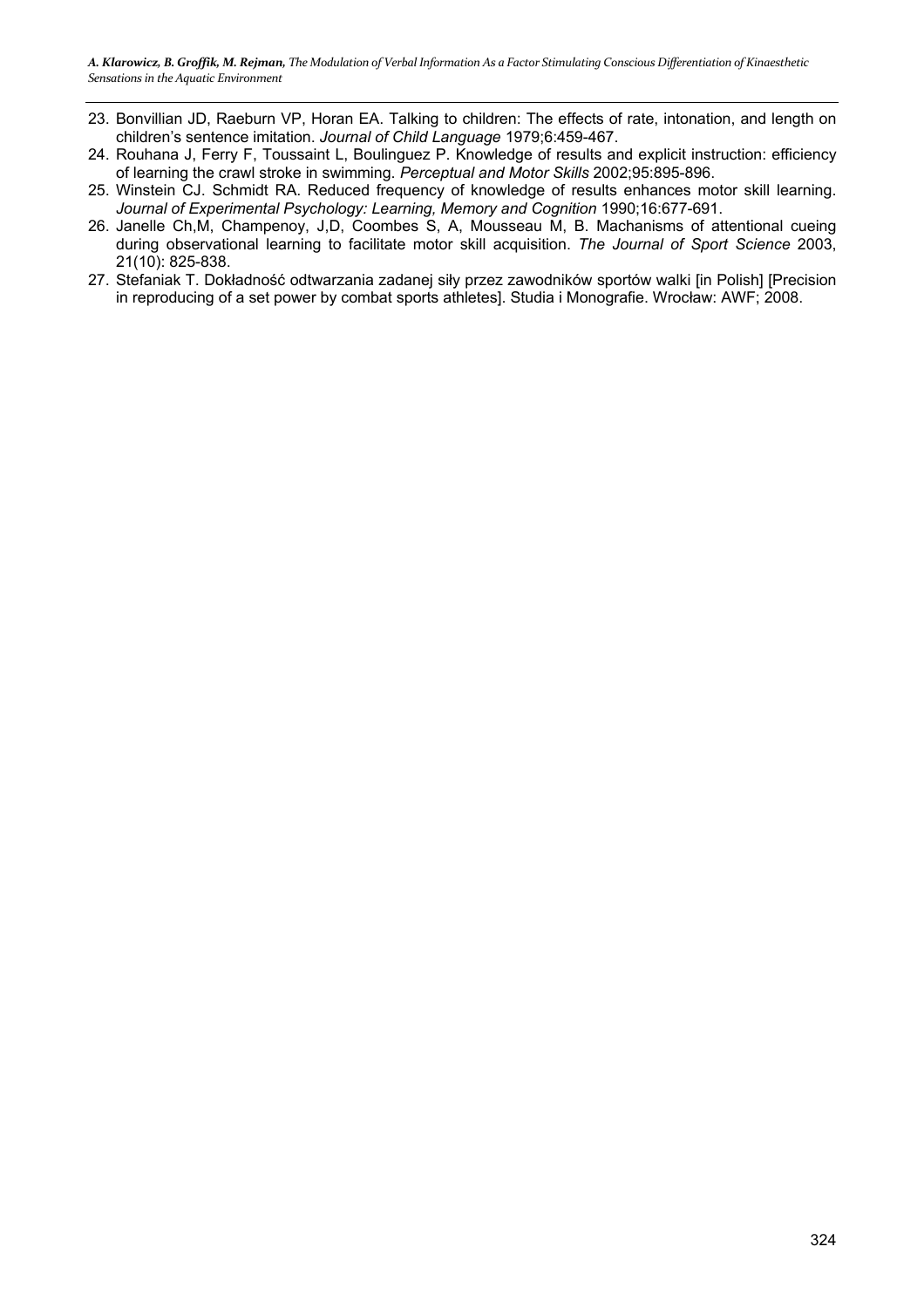23. Bonvillian JD, Raeburn VP, Horan EA. Talking to children: The effects of rate, intonation, and length on children's sentence imitation. *Journal of Child Language* 1979;6:459-467.
24. Rouhana J, Ferry F, Toussaint L, Boulinguez P. Knowledge of results and explicit instruction: efficiency of learning the crawl stroke in swimming. *Perceptual and Motor Skills* 2002;95:895-896.
25. Winstein CJ. Schmidt RA. Reduced frequency of knowledge of results enhances motor skill learning. *Journal of Experimental Psychology: Learning, Memory and Cognition* 1990;16:677-691.
26. Janelle Ch,M, Champenoy, J,D, Coombes S, A, Mousseau M, B. Machanisms of attentional cueing during observational learning to facilitate motor skill acquisition. *The Journal of Sport Science* 2003, 21(10): 825-838.
27. Stefaniak T. Dokładność odtwarzania zadanej siły przez zawodników sportów walki [in Polish] [Precision in reproducing of a set power by combat sports athletes]. Studia i Monografie. Wrocław: AWF; 2008.